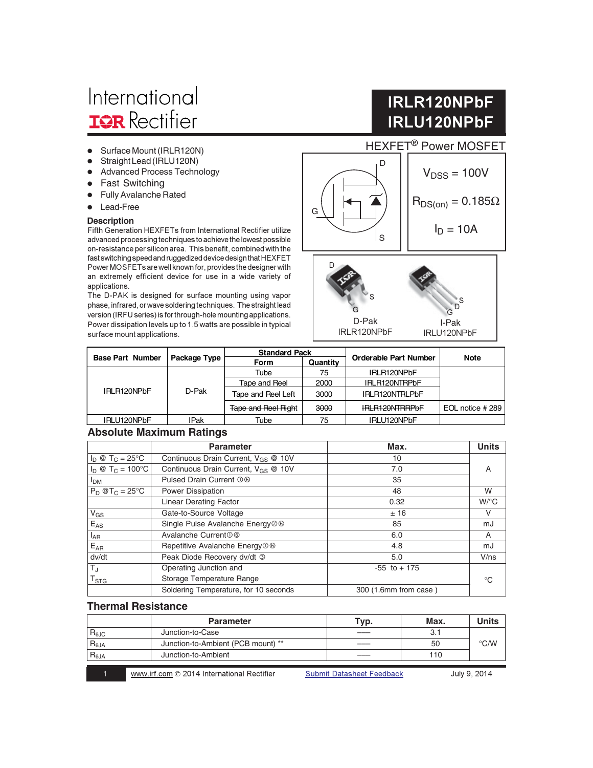International
IOR Rectifier

# IRLR120NPbF
# IRLU120NPbF

HEXFET® Power MOSFET

- Surface Mount (IRLR120N)
- Straight Lead (IRLU120N)
- Advanced Process Technology
- Fast Switching
- Fully Avalanche Rated
- Lead-Free

$V_{DSS}$ = 100V

$R_{DS(on)}$ = 0.185Ω

$I_D$ = 10A

D-Pak IRLR120NPbF

I-Pak IRLU120NPbF

## Description

Fifth Generation HEXFETs from International Rectifier utilize advanced processing techniques to achieve the lowest possible on-resistance per silicon area. This benefit, combined with the fast switching speed and ruggedized device design that HEXFET Power MOSFETs are well known for, provides the designer with an extremely efficient device for use in a wide variety of applications.

The D-PAK is designed for surface mounting using vapor phase, infrared, or wave soldering techniques. The straight lead version (IRFU series) is for through-hole mounting applications. Power dissipation levels up to 1.5 watts are possible in typical surface mount applications.

| Base Part Number | Package Type | Standard Pack | | Orderable Part Number | Note |
|---|---|---|---|---|---|
| | | Form | Quantity | | |
| IRLR120NPbF | D-Pak | Tube | 75 | IRLR120NPbF | |
| | | Tape and Reel | 2000 | IRLR120NTRPbF | |
| | | Tape and Reel Left | 3000 | IRLR120NTRLPbF | |
| | | ~~Tape and Reel Right~~ | ~~3000~~ | ~~IRLR120NTRRPbF~~ | EOL notice # 289 |
| IRLU120NPbF | IPak | Tube | 75 | IRLU120NPbF | |

## Absolute Maximum Ratings

| | Parameter | Max. | Units |
|---|---|---|---|
| $I_D$ @ $T_C$ = 25°C | Continuous Drain Current, $V_{GS}$ @ 10V | 10 | A |
| $I_D$ @ $T_C$ = 100°C | Continuous Drain Current, $V_{GS}$ @ 10V | 7.0 | A |
| $I_{DM}$ | Pulsed Drain Current ①⑥ | 35 | A |
| $P_D$ @$T_C$ = 25°C | Power Dissipation | 48 | W |
| | Linear Derating Factor | 0.32 | W/°C |
| $V_{GS}$ | Gate-to-Source Voltage | ± 16 | V |
| $E_{AS}$ | Single Pulse Avalanche Energy②⑥ | 85 | mJ |
| $I_{AR}$ | Avalanche Current①⑥ | 6.0 | A |
| $E_{AR}$ | Repetitive Avalanche Energy①⑥ | 4.8 | mJ |
| dv/dt | Peak Diode Recovery dv/dt ③ | 5.0 | V/ns |
| $T_J$, $T_{STG}$ | Operating Junction and Storage Temperature Range | -55 to + 175 | °C |
| | Soldering Temperature, for 10 seconds | 300 (1.6mm from case ) | °C |

## Thermal Resistance

| | Parameter | Typ. | Max. | Units |
|---|---|---|---|---|
| $R_{\theta JC}$ | Junction-to-Case | —— | 3.1 | °C/W |
| $R_{\theta JA}$ | Junction-to-Ambient (PCB mount) ** | —— | 50 | °C/W |
| $R_{\theta JA}$ | Junction-to-Ambient | —— | 110 | °C/W |

www.irf.com © 2014 International Rectifier    Submit Datasheet Feedback    July 9, 2014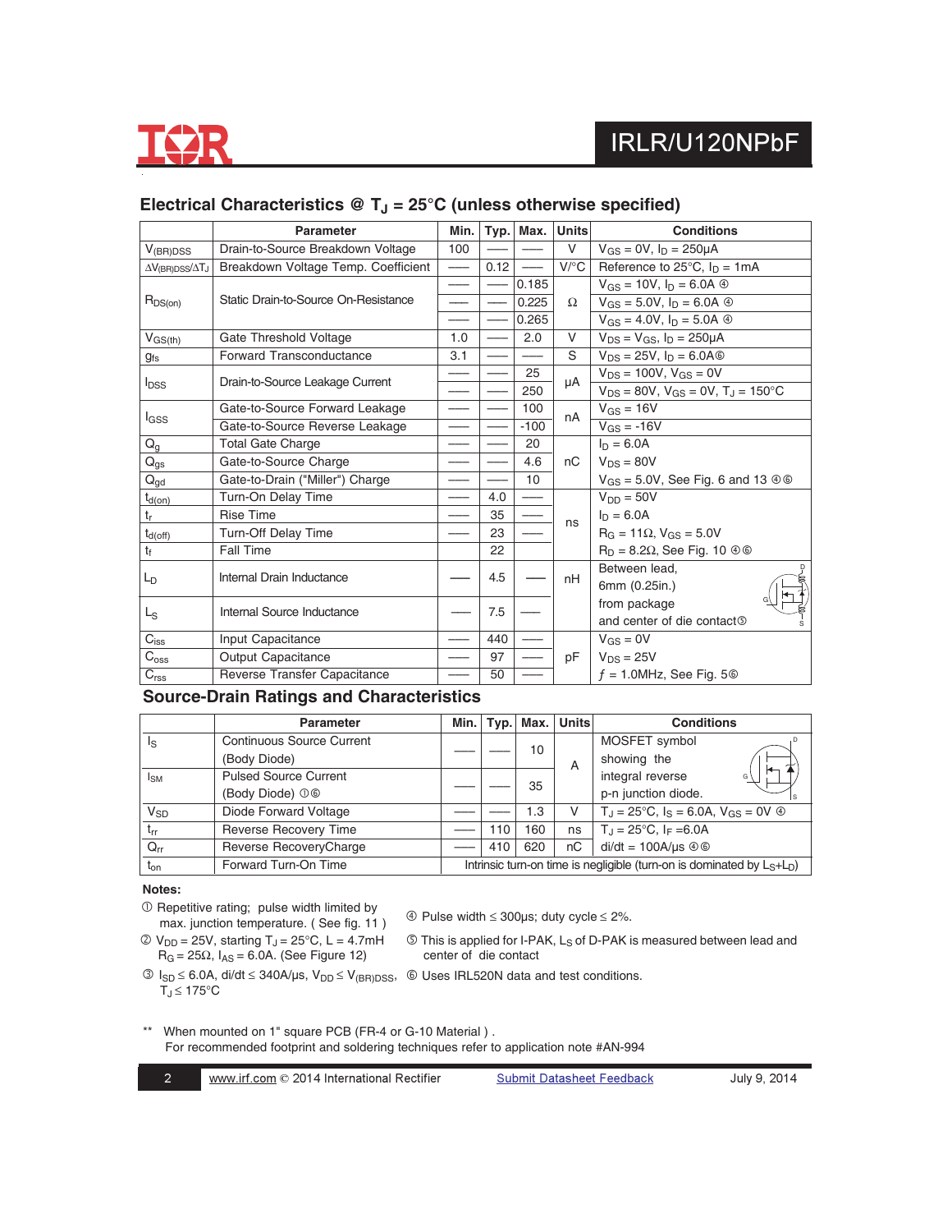## Electrical Characteristics @ $T_J$ = 25°C (unless otherwise specified)

| | Parameter | Min. | Typ. | Max. | Units | Conditions |
|---|---|---|---|---|---|---|
| $V_{(BR)DSS}$ | Drain-to-Source Breakdown Voltage | 100 | — | — | V | $V_{GS}$ = 0V, $I_D$ = 250μA |
| $\Delta V_{(BR)DSS}/\Delta T_J$ | Breakdown Voltage Temp. Coefficient | — | 0.12 | — | V/°C | Reference to 25°C, $I_D$ = 1mA |
| $R_{DS(on)}$ | Static Drain-to-Source On-Resistance | — | — | 0.185 | Ω | $V_{GS}$ = 10V, $I_D$ = 6.0A ④ |
| | | — | — | 0.225 | | $V_{GS}$ = 5.0V, $I_D$ = 6.0A ④ |
| | | — | — | 0.265 | | $V_{GS}$ = 4.0V, $I_D$ = 5.0A ④ |
| $V_{GS(th)}$ | Gate Threshold Voltage | 1.0 | — | 2.0 | V | $V_{DS}$ = $V_{GS}$, $I_D$ = 250μA |
| $g_{fs}$ | Forward Transconductance | 3.1 | — | — | S | $V_{DS}$ = 25V, $I_D$ = 6.0A⑥ |
| $I_{DSS}$ | Drain-to-Source Leakage Current | — | — | 25 | μA | $V_{DS}$ = 100V, $V_{GS}$ = 0V |
| | | — | — | 250 | | $V_{DS}$ = 80V, $V_{GS}$ = 0V, $T_J$ = 150°C |
| $I_{GSS}$ | Gate-to-Source Forward Leakage | — | — | 100 | nA | $V_{GS}$ = 16V |
| | Gate-to-Source Reverse Leakage | — | — | -100 | | $V_{GS}$ = -16V |
| $Q_g$ | Total Gate Charge | — | — | 20 | nC | $I_D$ = 6.0A |
| $Q_{gs}$ | Gate-to-Source Charge | — | — | 4.6 | | $V_{DS}$ = 80V |
| $Q_{gd}$ | Gate-to-Drain ("Miller") Charge | — | — | 10 | | $V_{GS}$ = 5.0V, See Fig. 6 and 13 ④⑥ |
| $t_{d(on)}$ | Turn-On Delay Time | — | 4.0 | — | ns | $V_{DD}$ = 50V |
| $t_r$ | Rise Time | — | 35 | — | | $I_D$ = 6.0A |
| $t_{d(off)}$ | Turn-Off Delay Time | — | 23 | — | | $R_G$ = 11Ω, $V_{GS}$ = 5.0V |
| $t_f$ | Fall Time | — | 22 | | | $R_D$ = 8.2Ω, See Fig. 10 ④⑥ |
| $L_D$ | Internal Drain Inductance | — | 4.5 | — | nH | Between lead, 6mm (0.25in.) |
| $L_S$ | Internal Source Inductance | — | 7.5 | — | | from package and center of die contact⑤ |
| $C_{iss}$ | Input Capacitance | — | 440 | — | pF | $V_{GS}$ = 0V |
| $C_{oss}$ | Output Capacitance | — | 97 | — | | $V_{DS}$ = 25V |
| $C_{rss}$ | Reverse Transfer Capacitance | — | 50 | — | | ƒ = 1.0MHz, See Fig. 5⑥ |

## Source-Drain Ratings and Characteristics

| | Parameter | Min. | Typ. | Max. | Units | Conditions |
|---|---|---|---|---|---|---|
| $I_S$ | Continuous Source Current (Body Diode) | — | — | 10 | A | MOSFET symbol showing the |
| $I_{SM}$ | Pulsed Source Current (Body Diode) ①⑥ | — | — | 35 | | integral reverse p-n junction diode. |
| $V_{SD}$ | Diode Forward Voltage | — | — | 1.3 | V | $T_J$ = 25°C, $I_S$ = 6.0A, $V_{GS}$ = 0V ④ |
| $t_{rr}$ | Reverse Recovery Time | — | 110 | 160 | ns | $T_J$ = 25°C, $I_F$ =6.0A |
| $Q_{rr}$ | Reverse RecoveryCharge | — | 410 | 620 | nC | di/dt = 100A/μs ④⑥ |
| $t_{on}$ | Forward Turn-On Time | Intrinsic turn-on time is negligible (turn-on is dominated by $L_S$+$L_D$) | | | | |

**Notes:**

① Repetitive rating; pulse width limited by max. junction temperature. ( See fig. 11 )

② $V_{DD}$ = 25V, starting $T_J$ = 25°C, L = 4.7mH $R_G$ = 25Ω, $I_{AS}$ = 6.0A. (See Figure 12)

③ $I_{SD}$ ≤ 6.0A, di/dt ≤ 340A/μs, $V_{DD}$ ≤ $V_{(BR)DSS}$, $T_J$ ≤ 175°C

④ Pulse width ≤ 300μs; duty cycle ≤ 2%.

⑤ This is applied for I-PAK, $L_S$ of D-PAK is measured between lead and center of die contact

⑥ Uses IRL520N data and test conditions.

** When mounted on 1" square PCB (FR-4 or G-10 Material ) .
For recommended footprint and soldering techniques refer to application note #AN-994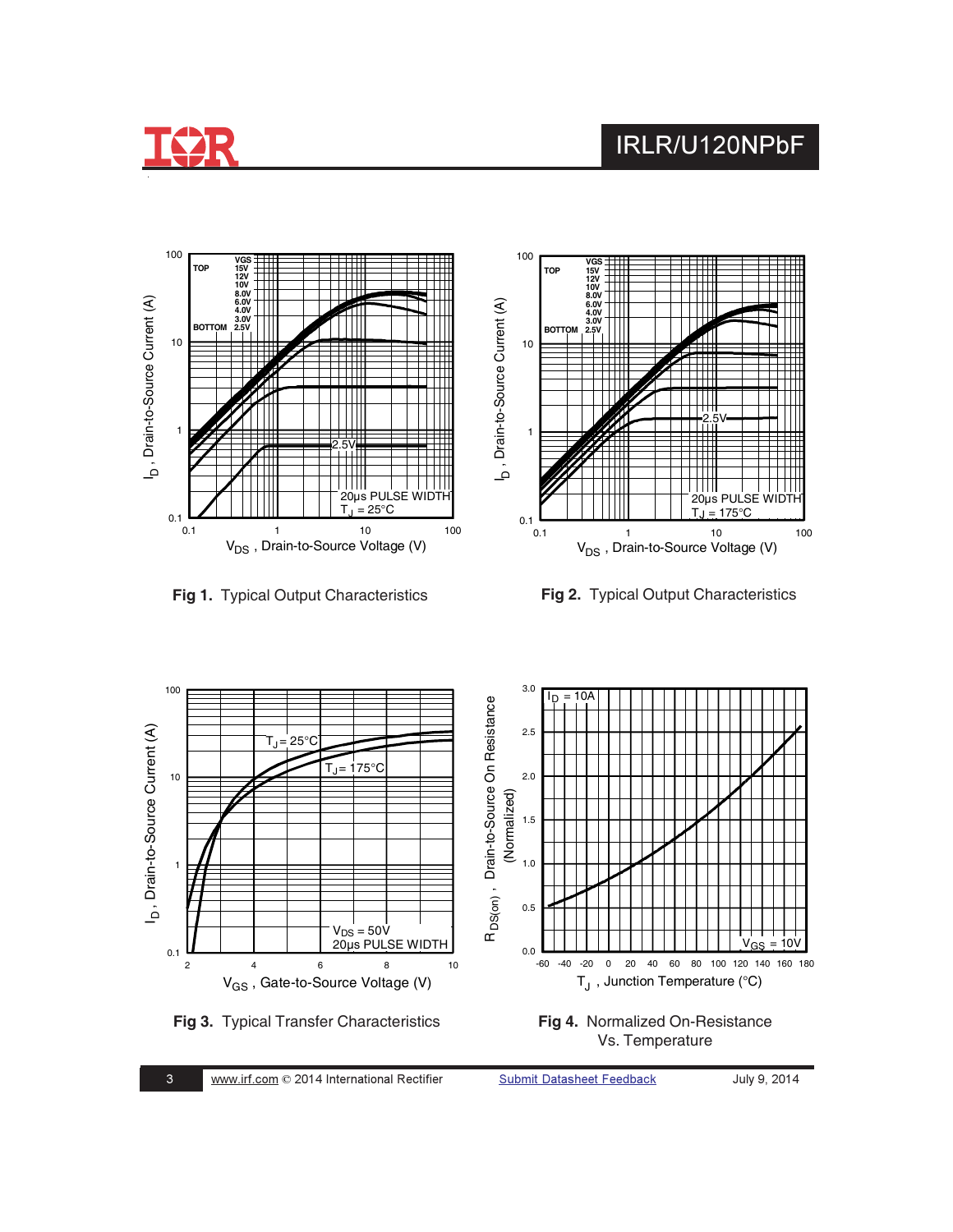**Fig 1.** Typical Output Characteristics

**Fig 2.** Typical Output Characteristics

**Fig 3.** Typical Transfer Characteristics

**Fig 4.** Normalized On-Resistance Vs. Temperature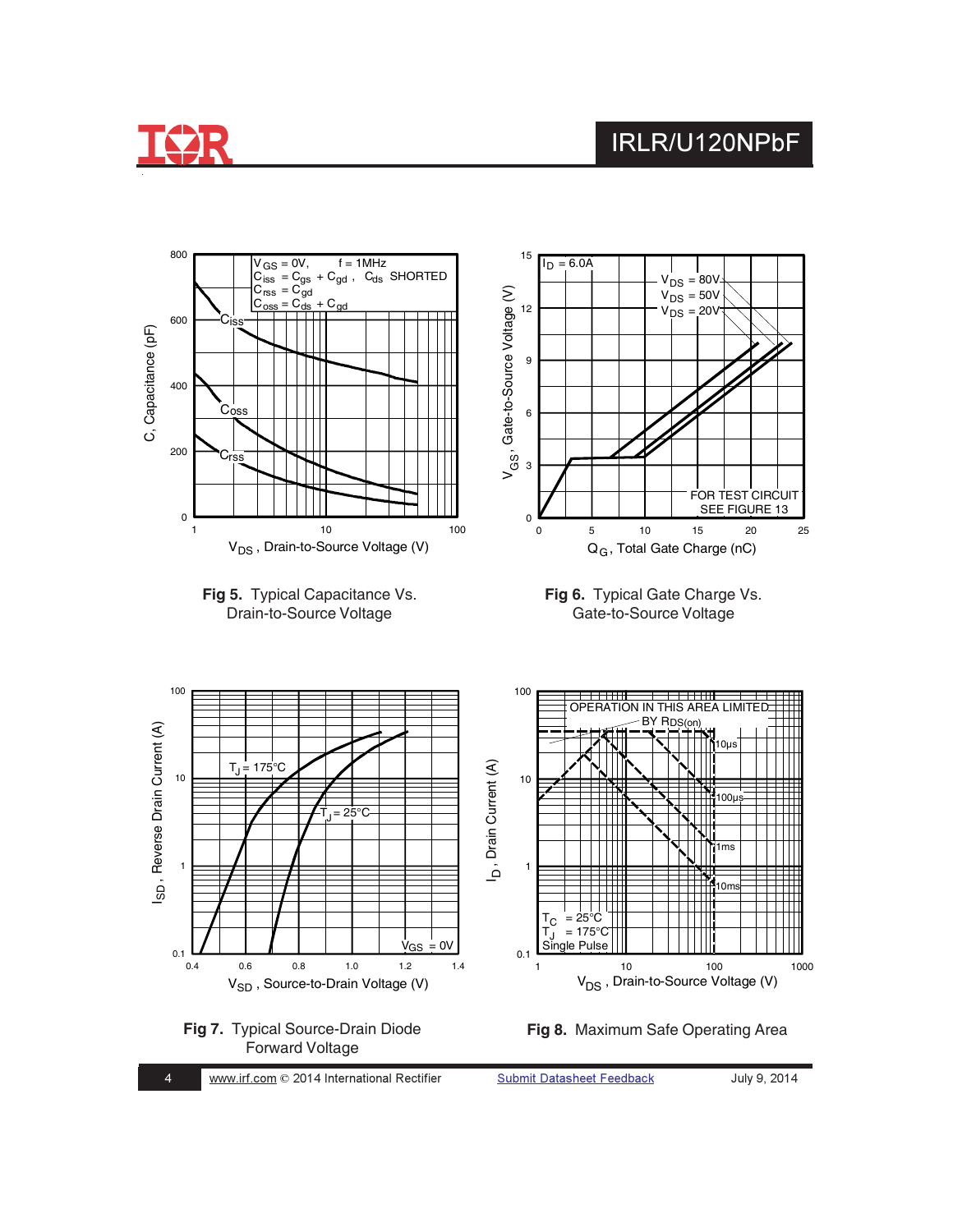$V_{GS}$ = 0V, f = 1MHz
$C_{iss}$ = $C_{gs}$ + $C_{gd}$ , $C_{ds}$ SHORTED
$C_{rss}$ = $C_{gd}$
$C_{oss}$ = $C_{ds}$ + $C_{gd}$

**Fig 5.** Typical Capacitance Vs. Drain-to-Source Voltage

$I_D$ = 6.0A
$V_{DS}$ = 80V
$V_{DS}$ = 50V
$V_{DS}$ = 20V

FOR TEST CIRCUIT SEE FIGURE 13

**Fig 6.** Typical Gate Charge Vs. Gate-to-Source Voltage

$T_J$ = 175°C
$T_J$ = 25°C
$V_{GS}$ = 0V

**Fig 7.** Typical Source-Drain Diode Forward Voltage

OPERATION IN THIS AREA LIMITED BY $R_{DS(on)}$
10µs
100µs
1ms
10ms
$T_C$ = 25°C
$T_J$ = 175°C
Single Pulse

**Fig 8.** Maximum Safe Operating Area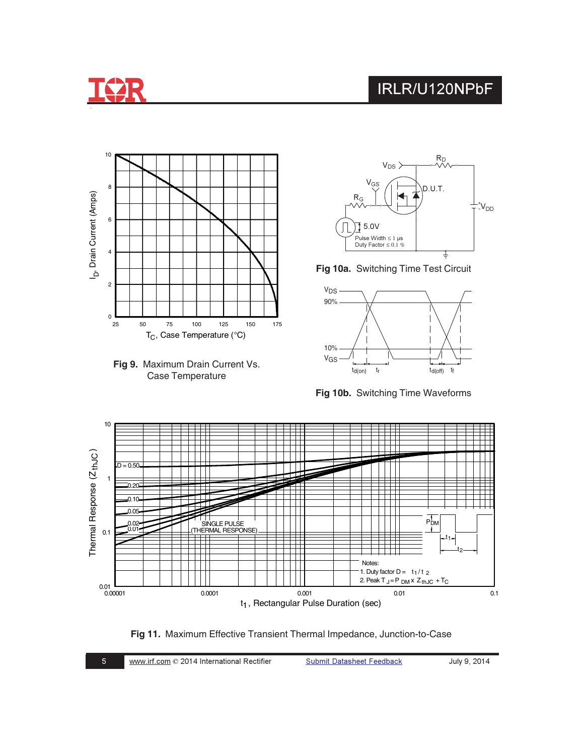Fig 9. Maximum Drain Current Vs. Case Temperature

Fig 10a. Switching Time Test Circuit

Fig 10b. Switching Time Waveforms

Notes:

1. Duty factor $D = t_1 / t_2$
2. Peak $T_J = P_{DM} \times Z_{thJC} + T_C$

Fig 11. Maximum Effective Transient Thermal Impedance, Junction-to-Case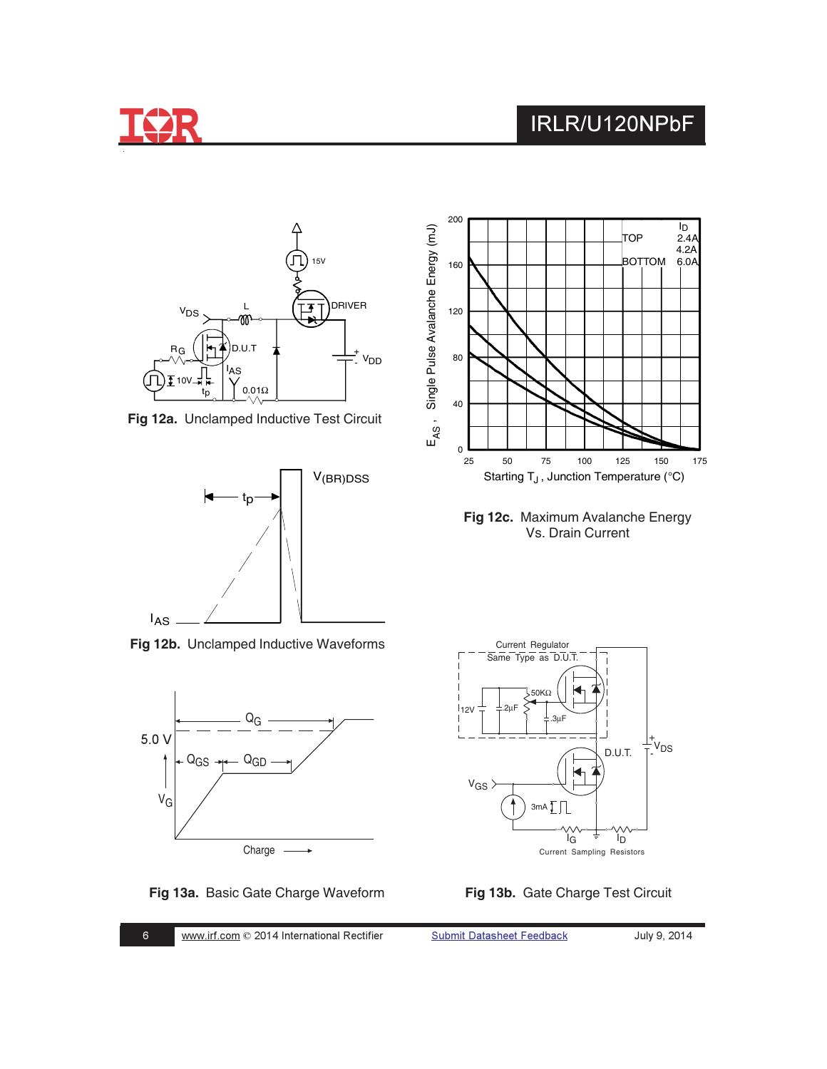Fig 12a. Unclamped Inductive Test Circuit

Fig 12b. Unclamped Inductive Waveforms

Fig 12c. Maximum Avalanche Energy Vs. Drain Current

Fig 13a. Basic Gate Charge Waveform

Fig 13b. Gate Charge Test Circuit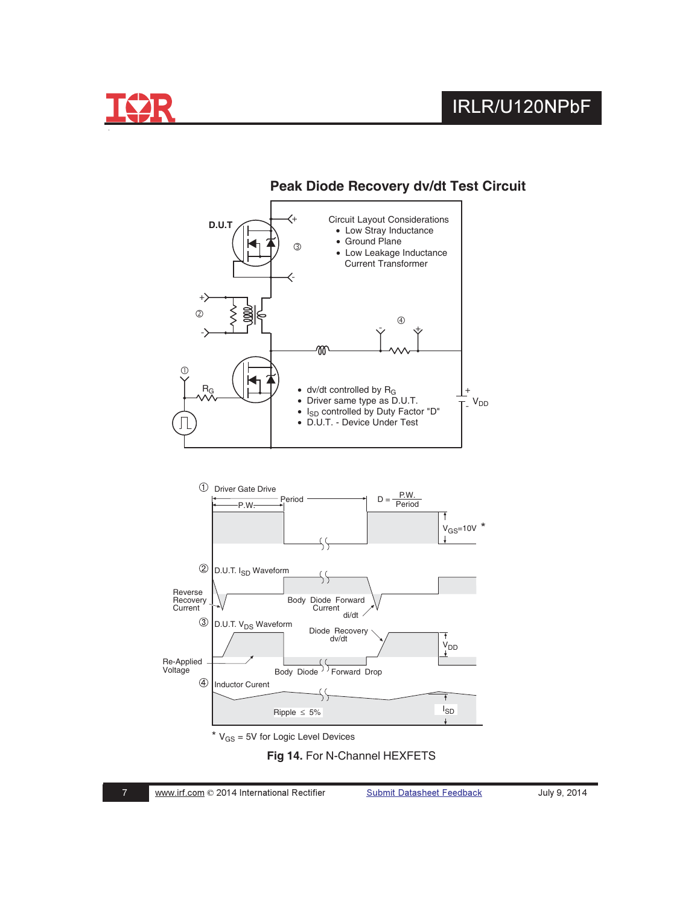## Peak Diode Recovery dv/dt Test Circuit

D.U.T

③

Circuit Layout Considerations

- Low Stray Inductance
- Ground Plane
- Low Leakage Inductance Current Transformer

②

④

①

$R_G$

- dv/dt controlled by $R_G$
- Driver same type as D.U.T.
- $I_{SD}$ controlled by Duty Factor "D"
- D.U.T. - Device Under Test

$V_{DD}$

① Driver Gate Drive

P.W.

Period

$D = \frac{P.W.}{Period}$

$V_{GS}$=10V *

② D.U.T. $I_{SD}$ Waveform

Reverse Recovery Current

Body Diode Forward Current

di/dt

③ D.U.T. $V_{DS}$ Waveform

Diode Recovery dv/dt

$V_{DD}$

Re-Applied Voltage

Body Diode Forward Drop

④ Inductor Curent

Ripple ≤ 5%

$I_{SD}$

* $V_{GS}$ = 5V for Logic Level Devices

**Fig 14.** For N-Channel HEXFETS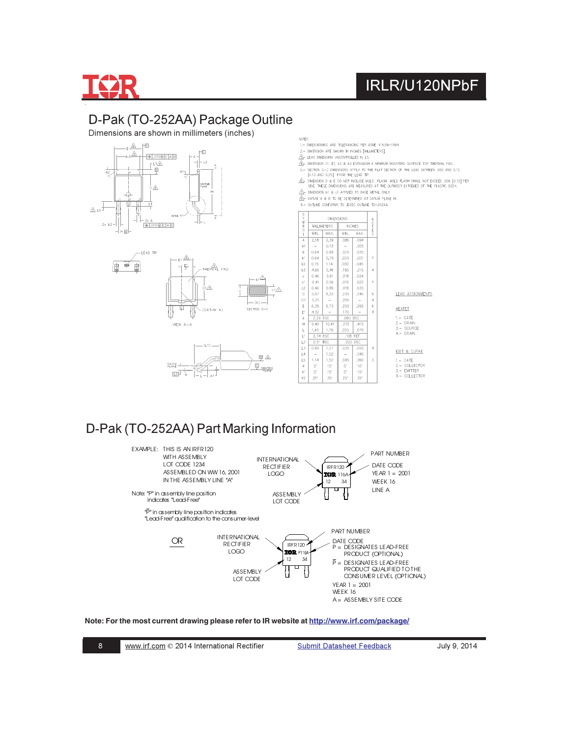# D-Pak (TO-252AA) Package Outline

Dimensions are shown in millimeters (inches)

NOTES:

1.– DIMENSIONING AND TOLERANCING PER ASME Y14.5M–1994
2.– DIMENSION ARE SHOWN IN INCHES [MILLIMETERS]
3.– LEAD DIMENSION UNCONTROLLED IN L5.
4.– DIMENSION D1, E1, L3 & b3 ESTABLISH A MINIMUM MOUNTING SURFACE FOR THERMAL PAD.
5.– SECTION C–C DIMENSIONS APPLY TO THE FLAT SECTION OF THE LEAD BETWEEN .005 AND 0.10 [0.13 AND 0.25] FROM THE LEAD TIP.
6.– DIMENSION D & E DO NOT INCLUDE MOLD FLASH. MOLD FLASH SHALL NOT EXCEED .006 [0.15] PER SIDE. THESE DIMENSIONS ARE MEASURED AT THE OUTMOST EXTREMES OF THE PLASTIC BODY.
7.– DIMENSION b1 & c1 APPLIED TO BASE METAL ONLY.
8.– DATUM A & B TO BE DETERMINED AT DATUM PLANE H.
9.– OUTLINE CONFORMS TO JEDEC OUTLINE TO–252AA.

| SYMBOL | DIMENSIONS | | | | NOTES |
|---|---|---|---|---|---|
| | MILLIMETERS | | INCHES | | |
| | MIN. | MAX. | MIN. | MAX. | |
| A | 2.18 | 2.39 | .086 | .094 | |
| A1 | – | 0.13 | – | .005 | |
| b | 0.64 | 0.89 | .025 | .035 | |
| b1 | 0.64 | 0.79 | .025 | .031 | 7 |
| b2 | 0.76 | 1.14 | .030 | .045 | |
| b3 | 4.95 | 5.46 | .195 | .215 | 4 |
| c | 0.46 | 0.61 | .018 | .024 | |
| c1 | 0.41 | 0.56 | .016 | .022 | 7 |
| c2 | 0.46 | 0.89 | .018 | .035 | |
| D | 5.97 | 6.22 | .235 | .245 | 6 |
| D1 | 5.21 | – | .205 | – | 4 |
| E | 6.35 | 6.73 | .250 | .265 | 6 |
| E1 | 4.32 | – | .170 | – | 4 |
| e | 2.29 BSC | | .090 BSC | | |
| H | 9.40 | 10.41 | .370 | .410 | |
| L | 1.40 | 1.78 | .055 | .070 | |
| L1 | 2.74 BSC | | .108 REF. | | |
| L2 | 0.51 BSC | | .020 BSC | | |
| L3 | 0.89 | 1.27 | .035 | .050 | 4 |
| L4 | – | 1.02 | – | .040 | |
| L5 | 1.14 | 1.52 | .045 | .060 | 3 |
| ø | 0° | 10° | 0° | 10° | |
| ø1 | 0° | 15° | 0° | 15° | |
| ø2 | 25° | 35° | 25° | 35° | |

LEAD ASSIGNMENTS

HEXFET
1.– GATE
2.– DRAIN
3.– SOURCE
4.– DRAIN

IGBT & CoPAK
1.– GATE
2.– COLLECTOR
3.– EMITTER
4.– COLLECTOR

# D-Pak (TO-252AA) Part Marking Information

EXAMPLE: THIS IS AN IRFR120 WITH ASSEMBLY LOT CODE 1234 ASSEMBLED ON WW 16, 2001 IN THE ASSEMBLY LINE "A"

Note: "P" in assembly line position indicates "Lead-Free"

"P̄" in assembly line position indicates "Lead-Free" qualification to the consumer-level

INTERNATIONAL RECTIFIER LOGO — ASSEMBLY LOT CODE — PART NUMBER — DATE CODE: YEAR 1 = 2001, WEEK 16, LINE A

(Marking: IRFR120 / IOR 116A / 12 34)

OR

INTERNATIONAL RECTIFIER LOGO — ASSEMBLY LOT CODE — PART NUMBER — DATE CODE

P = DESIGNATES LEAD-FREE PRODUCT (OPTIONAL)

P̄ = DESIGNATES LEAD-FREE PRODUCT QUALIFIED TO THE CONSUMER LEVEL (OPTIONAL)

YEAR 1 = 2001
WEEK 16
A = ASSEMBLY SITE CODE

(Marking: IRFR120 / IOR P116A / 12 34)

**Note: For the most current drawing please refer to IR website at http://www.irf.com/package/**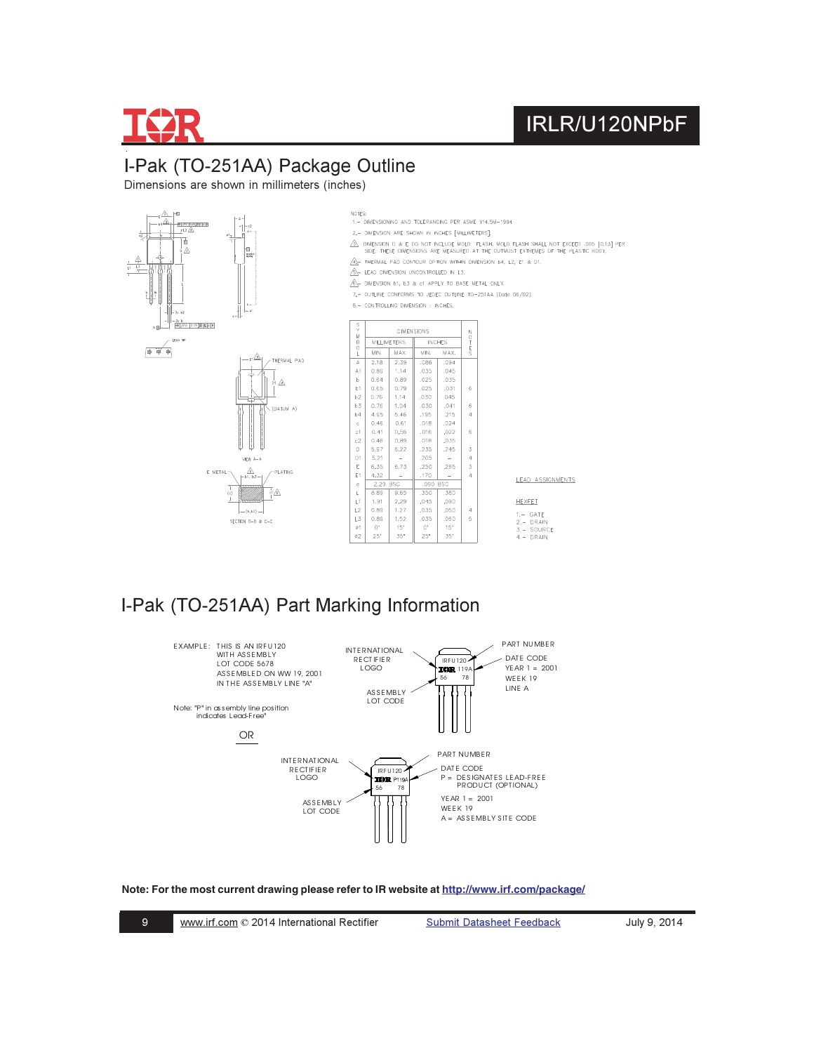# I-Pak (TO-251AA) Package Outline

Dimensions are shown in millimeters (inches)

NOTES:

1.– DIMENSIONING AND TOLERANCING PER ASME Y14.5M–1994
2.– DIMENSION ARE SHOWN IN INCHES [MILLIMETERS].
3.– DIMENSION D & E DO NOT INCLUDE MOLD FLASH. MOLD FLASH SHALL NOT EXCEED .005 [0.13] PER SIDE. THESE DIMENSIONS ARE MEASURED AT THE OUTMOST EXTREMES OF THE PLASTIC BODY.
4.– THERMAL PAD CONTOUR OPTION WITHIN DIMENSION b4, L2, E1 & D1.
5.– LEAD DIMENSION UNCONTROLLED IN L3.
6.– DIMENSION b1, b3 & c1 APPLY TO BASE METAL ONLY.
7.– OUTLINE CONFORMS TO JEDEC OUTLINE TO-251AA (Date 06/02).
8.– CONTROLLING DIMENSION : INCHES.

| SYMBOL | DIMENSIONS | | | | NOTES |
|---|---|---|---|---|---|
| | MILLIMETERS | | INCHES | | |
| | MIN. | MAX. | MIN. | MAX. | |
| A | 2.18 | 2.39 | .086 | .094 | |
| A1 | 0.89 | 1.14 | .035 | .045 | |
| b | 0.64 | 0.89 | .025 | .035 | |
| b1 | 0.65 | 0.79 | .025 | .031 | 6 |
| b2 | 0.76 | 1.14 | .030 | .045 | |
| b3 | 0.76 | 1.04 | .030 | .041 | 6 |
| b4 | 4.95 | 5.46 | .195 | .215 | 4 |
| c | 0.46 | 0.61 | .018 | .024 | |
| c1 | 0.41 | 0.56 | .016 | .022 | 6 |
| c2 | 0.46 | 0.89 | .018 | .035 | |
| D | 5.97 | 6.22 | .235 | .245 | 3 |
| D1 | 5.21 | – | .205 | – | 4 |
| E | 6.35 | 6.73 | .250 | .265 | 3 |
| E1 | 4.32 | – | .170 | – | 4 |
| e | 2.29 BSC | | .090 BSC | | |
| L | 8.89 | 9.65 | .350 | .380 | |
| L1 | 1.91 | 2.29 | .045 | .090 | |
| L2 | 0.89 | 1.27 | .035 | .050 | 4 |
| L3 | 0.89 | 1.52 | .035 | .060 | 5 |
| ø1 | 0° | 15° | 0° | 15° | |
| ø2 | 25° | 35° | 25° | 35° | |

LEAD ASSIGNMENTS

HEXFET

1.– GATE
2.– DRAIN
3.– SOURCE
4.– DRAIN

# I-Pak (TO-251AA) Part Marking Information

EXAMPLE: THIS IS AN IRFU120 WITH ASSEMBLY LOT CODE 5678 ASSEMBLED ON WW 19, 2001 IN THE ASSEMBLY LINE "A"

Note: "P" in assembly line position indicates Lead-Free"

INTERNATIONAL RECTIFIER LOGO — ASSEMBLY LOT CODE — PART NUMBER — DATE CODE YEAR 1 = 2001 WEEK 19 LINE A

OR

INTERNATIONAL RECTIFIER LOGO — ASSEMBLY LOT CODE — PART NUMBER — DATE CODE P = DESIGNATES LEAD-FREE PRODUCT (OPTIONAL) YEAR 1 = 2001 WEEK 19 A = ASSEMBLY SITE CODE

**Note: For the most current drawing please refer to IR website at http://www.irf.com/package/**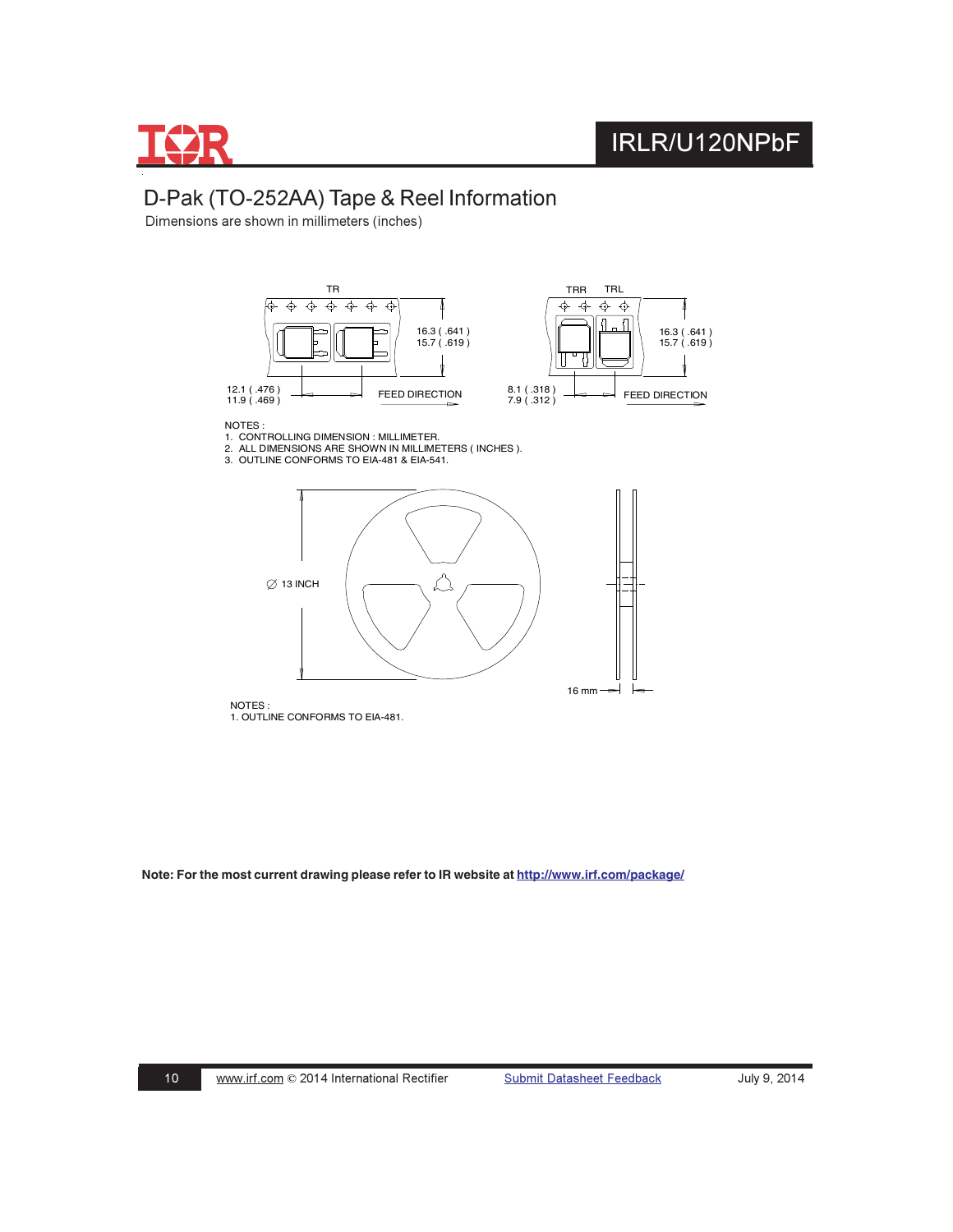# D-Pak (TO-252AA) Tape & Reel Information

Dimensions are shown in millimeters (inches)

TR

16.3 ( .641 )
15.7 ( .619 )

12.1 ( .476 )
11.9 ( .469 )

FEED DIRECTION

TRR TRL

16.3 ( .641 )
15.7 ( .619 )

8.1 ( .318 )
7.9 ( .312 )

FEED DIRECTION

NOTES :
1. CONTROLLING DIMENSION : MILLIMETER.
2. ALL DIMENSIONS ARE SHOWN IN MILLIMETERS ( INCHES ).
3. OUTLINE CONFORMS TO EIA-481 & EIA-541.

∅ 13 INCH

16 mm

NOTES :
1. OUTLINE CONFORMS TO EIA-481.

**Note: For the most current drawing please refer to IR website at http://www.irf.com/package/**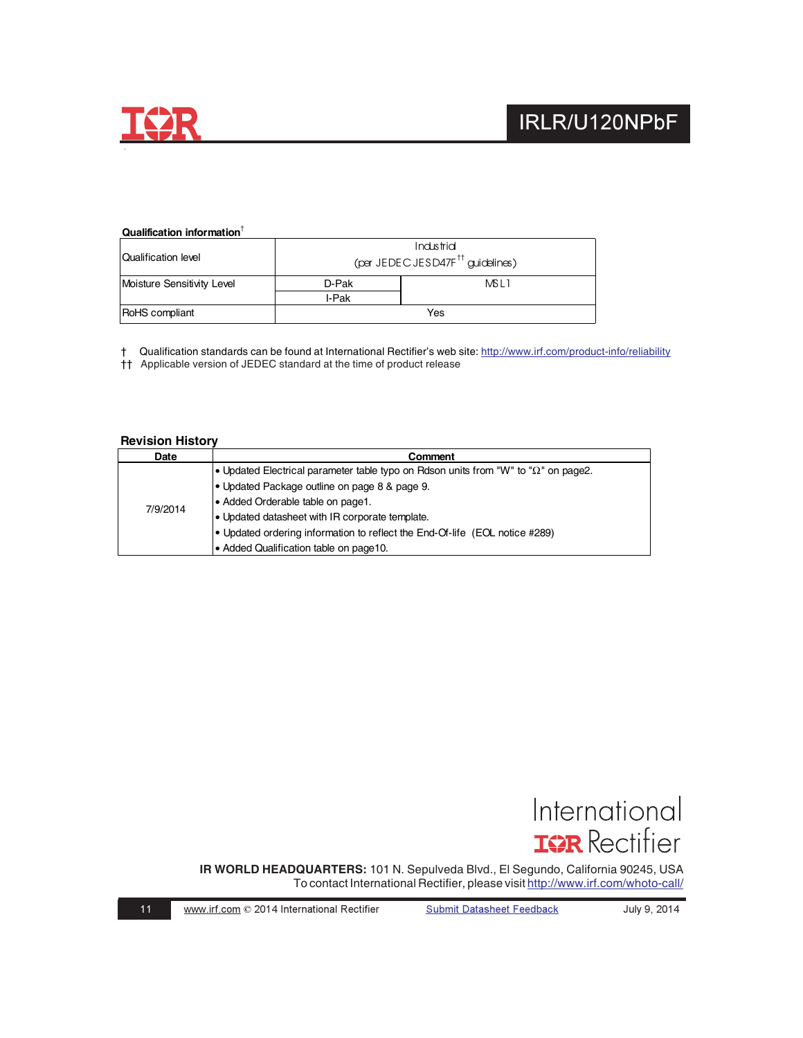**Qualification information**[†]

| | | |
|---|---|---|
| Qualification level | Industrial (per JEDEC JESD47F[††] guidelines) | |
| Moisture Sensitivity Level | D-Pak | MSL1 |
| | I-Pak | |
| RoHS compliant | Yes | |

† Qualification standards can be found at International Rectifier's web site: http://www.irf.com/product-info/reliability

†† Applicable version of JEDEC standard at the time of product release

## Revision History

| Date | Comment |
|---|---|
| 7/9/2014 | • Updated Electrical parameter table typo on Rdson units from "W" to "Ω" on page2.<br>• Updated Package outline on page 8 & page 9.<br>• Added Orderable table on page1.<br>• Updated datasheet with IR corporate template.<br>• Updated ordering information to reflect the End-Of-life (EOL notice #289)<br>• Added Qualification table on page10. |

International IOR Rectifier

**IR WORLD HEADQUARTERS:** 101 N. Sepulveda Blvd., El Segundo, California 90245, USA
To contact International Rectifier, please visit http://www.irf.com/whoto-call/